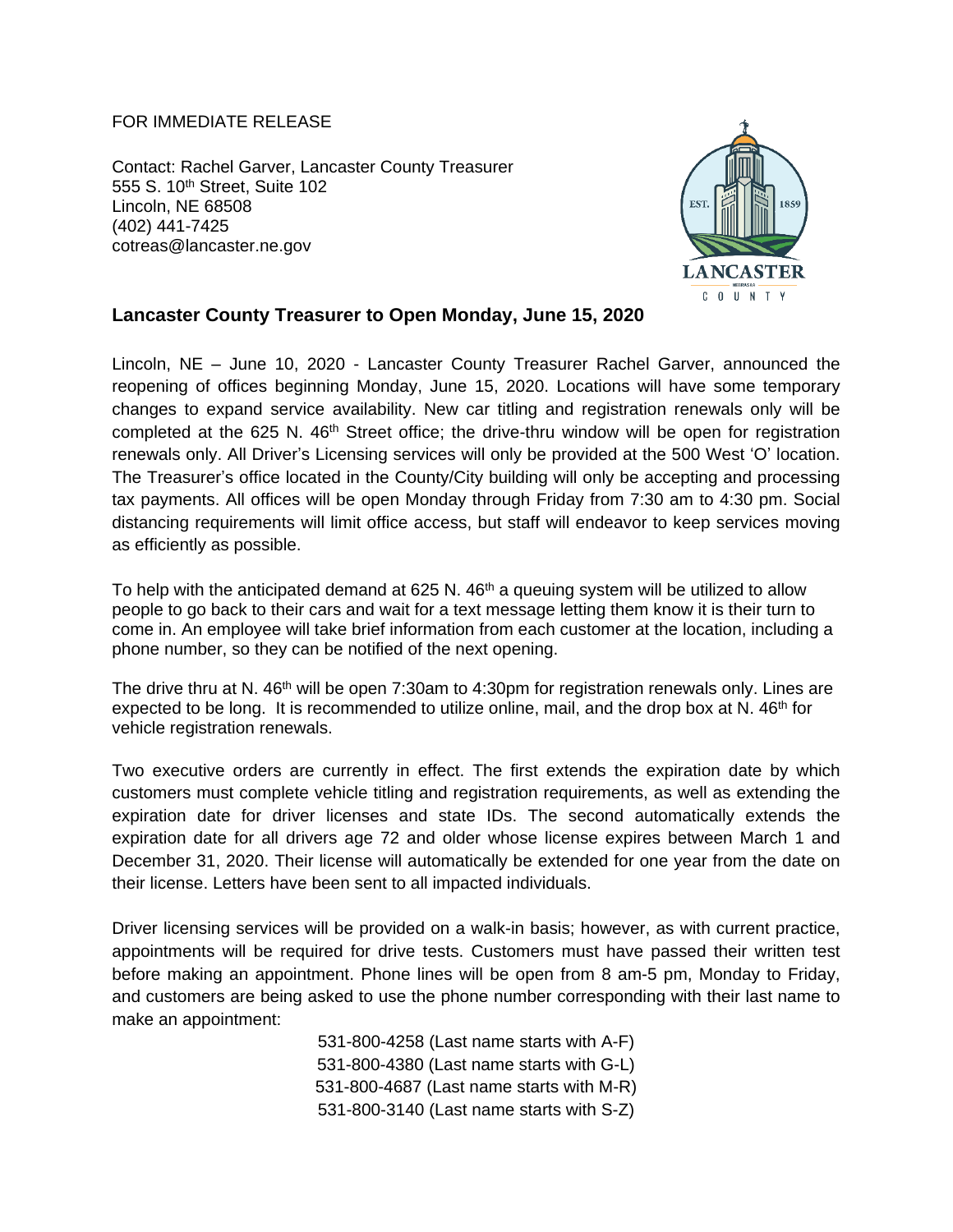FOR IMMEDIATE RELEASE

Contact: Rachel Garver, Lancaster County Treasurer
555 S. 10th Street, Suite 102
Lincoln, NE 68508
(402) 441-7425
cotreas@lancaster.ne.gov

## Lancaster County Treasurer to Open Monday, June 15, 2020

Lincoln, NE – June 10, 2020 - Lancaster County Treasurer Rachel Garver, announced the reopening of offices beginning Monday, June 15, 2020. Locations will have some temporary changes to expand service availability. New car titling and registration renewals only will be completed at the 625 N. 46th Street office; the drive-thru window will be open for registration renewals only. All Driver's Licensing services will only be provided at the 500 West 'O' location. The Treasurer's office located in the County/City building will only be accepting and processing tax payments. All offices will be open Monday through Friday from 7:30 am to 4:30 pm. Social distancing requirements will limit office access, but staff will endeavor to keep services moving as efficiently as possible.

To help with the anticipated demand at 625 N. 46th a queuing system will be utilized to allow people to go back to their cars and wait for a text message letting them know it is their turn to come in. An employee will take brief information from each customer at the location, including a phone number, so they can be notified of the next opening.

The drive thru at N. 46th will be open 7:30am to 4:30pm for registration renewals only. Lines are expected to be long. It is recommended to utilize online, mail, and the drop box at N. 46th for vehicle registration renewals.

Two executive orders are currently in effect. The first extends the expiration date by which customers must complete vehicle titling and registration requirements, as well as extending the expiration date for driver licenses and state IDs. The second automatically extends the expiration date for all drivers age 72 and older whose license expires between March 1 and December 31, 2020. Their license will automatically be extended for one year from the date on their license. Letters have been sent to all impacted individuals.

Driver licensing services will be provided on a walk-in basis; however, as with current practice, appointments will be required for drive tests. Customers must have passed their written test before making an appointment. Phone lines will be open from 8 am-5 pm, Monday to Friday, and customers are being asked to use the phone number corresponding with their last name to make an appointment:

531-800-4258 (Last name starts with A-F)
531-800-4380 (Last name starts with G-L)
531-800-4687 (Last name starts with M-R)
531-800-3140 (Last name starts with S-Z)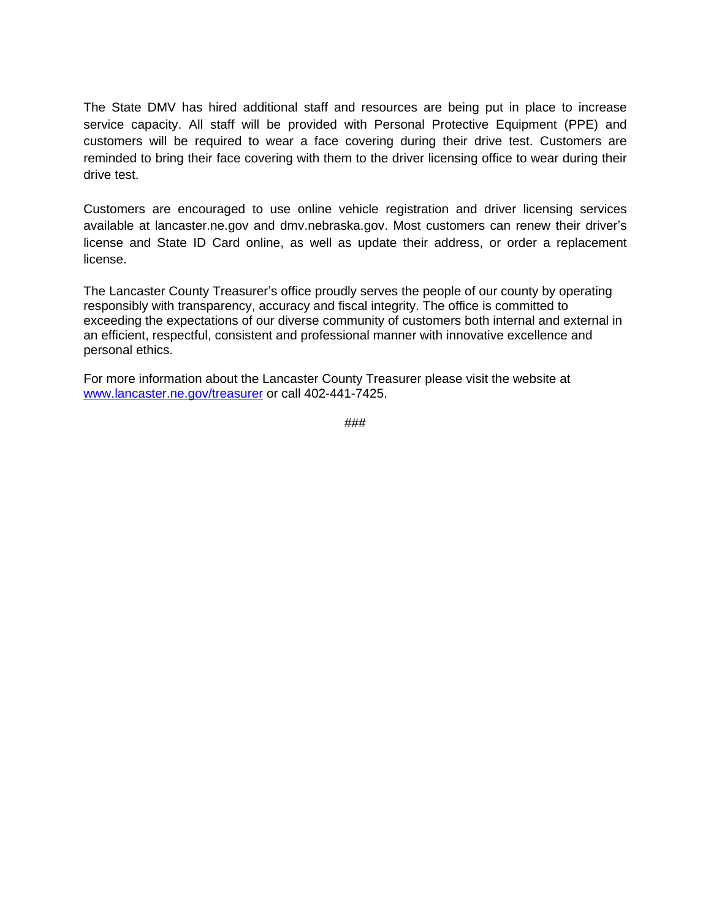The State DMV has hired additional staff and resources are being put in place to increase service capacity. All staff will be provided with Personal Protective Equipment (PPE) and customers will be required to wear a face covering during their drive test. Customers are reminded to bring their face covering with them to the driver licensing office to wear during their drive test.

Customers are encouraged to use online vehicle registration and driver licensing services available at lancaster.ne.gov and dmv.nebraska.gov. Most customers can renew their driver's license and State ID Card online, as well as update their address, or order a replacement license.

The Lancaster County Treasurer's office proudly serves the people of our county by operating responsibly with transparency, accuracy and fiscal integrity. The office is committed to exceeding the expectations of our diverse community of customers both internal and external in an efficient, respectful, consistent and professional manner with innovative excellence and personal ethics.

For more information about the Lancaster County Treasurer please visit the website at [www.lancaster.ne.gov/treasurer](http://www.lancaster.ne.gov/treasurer) or call 402-441-7425.

###